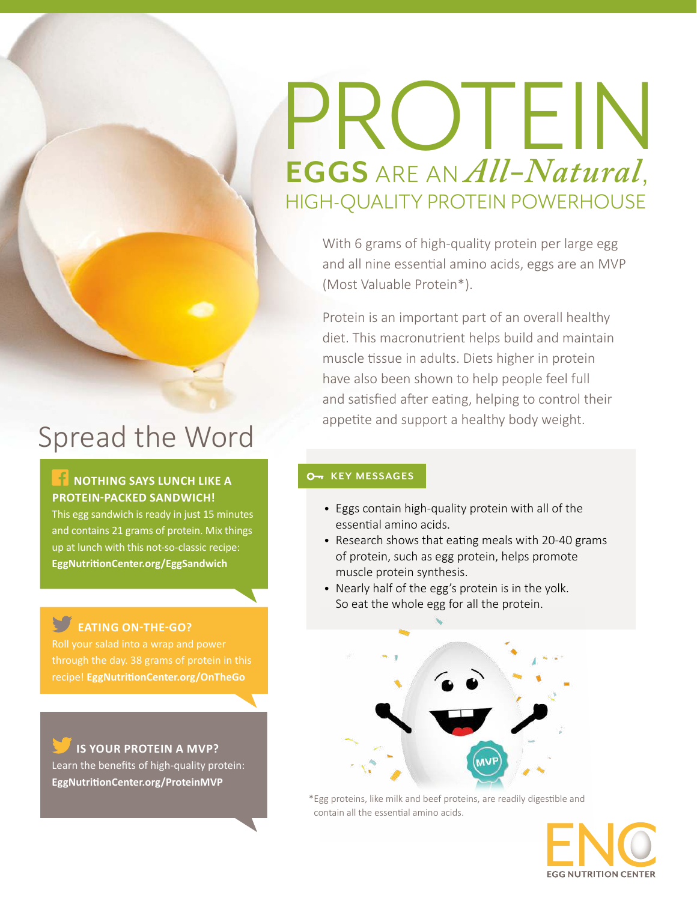# PROTEIN

## EGGS ARE AN *All-Natural*, HIGH-QUALITY PROTEIN POWERHOUSE

With 6 grams of high-quality protein per large egg and all nine essential amino acids, eggs are an MVP (Most Valuable Protein*).

Protein is an important part of an overall healthy diet. This macronutrient helps build and maintain muscle tissue in adults. Diets higher in protein have also been shown to help people feel full and satisfied after eating, helping to control their appetite and support a healthy body weight.

### KEY MESSAGES

- Eggs contain high-quality protein with all of the essential amino acids.
- Research shows that eating meals with 20-40 grams of protein, such as egg protein, helps promote muscle protein synthesis.
- Nearly half of the egg's protein is in the yolk. So eat the whole egg for all the protein.

*Egg proteins, like milk and beef proteins, are readily digestible and contain all the essential amino acids.

## Spread the Word

**NOTHING SAYS LUNCH LIKE A PROTEIN-PACKED SANDWICH!**
This egg sandwich is ready in just 15 minutes and contains 21 grams of protein. Mix things up at lunch with this not-so-classic recipe: **EggNutritionCenter.org/EggSandwich**

**EATING ON-THE-GO?**
Roll your salad into a wrap and power through the day. 38 grams of protein in this recipe! **EggNutritionCenter.org/OnTheGo**

**IS YOUR PROTEIN A MVP?**
Learn the benefits of high-quality protein: **EggNutritionCenter.org/ProteinMVP**

ENC EGG NUTRITION CENTER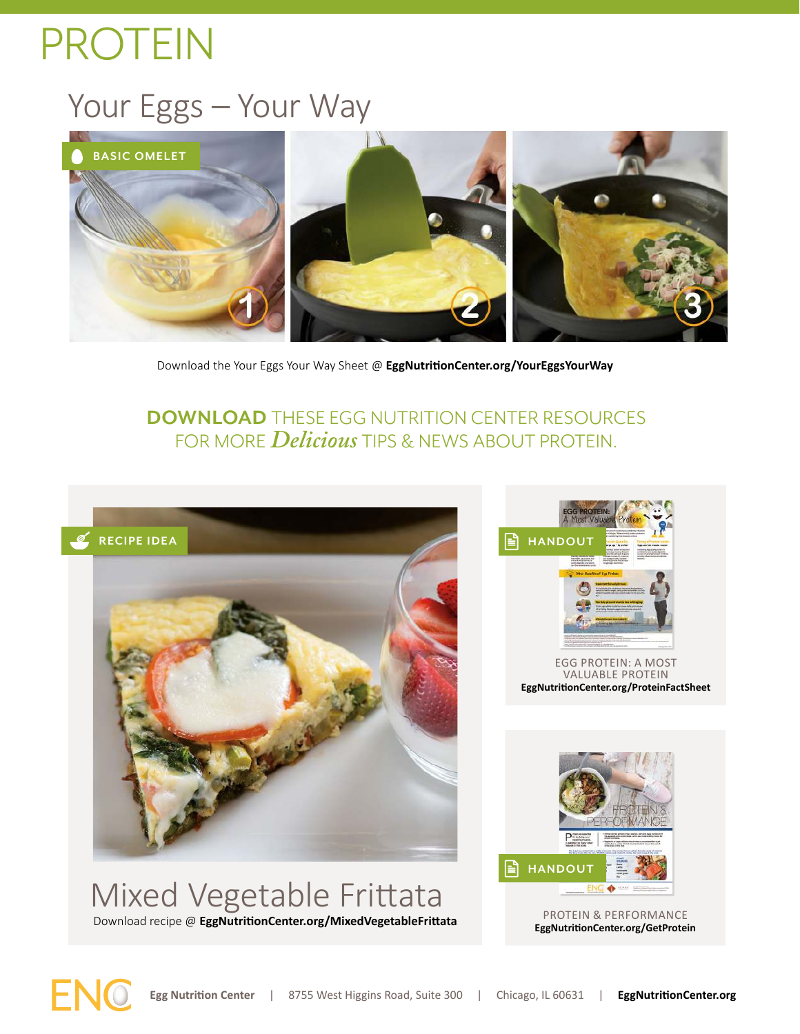# PROTEIN

## Your Eggs – Your Way

BASIC OMELET

1

2

3

Download the Your Eggs Your Way Sheet @ **EggNutritionCenter.org/YourEggsYourWay**

### **DOWNLOAD** THESE EGG NUTRITION CENTER RESOURCES FOR MORE *Delicious* TIPS & NEWS ABOUT PROTEIN.

RECIPE IDEA

## Mixed Vegetable Frittata

Download recipe @ **EggNutritionCenter.org/MixedVegetableFrittata**

HANDOUT

EGG PROTEIN: A MOST VALUABLE PROTEIN
**EggNutritionCenter.org/ProteinFactSheet**

HANDOUT

PROTEIN & PERFORMANCE
**EggNutritionCenter.org/GetProtein**

ENC | **Egg Nutrition Center** | 8755 West Higgins Road, Suite 300 | Chicago, IL 60631 | **EggNutritionCenter.org**